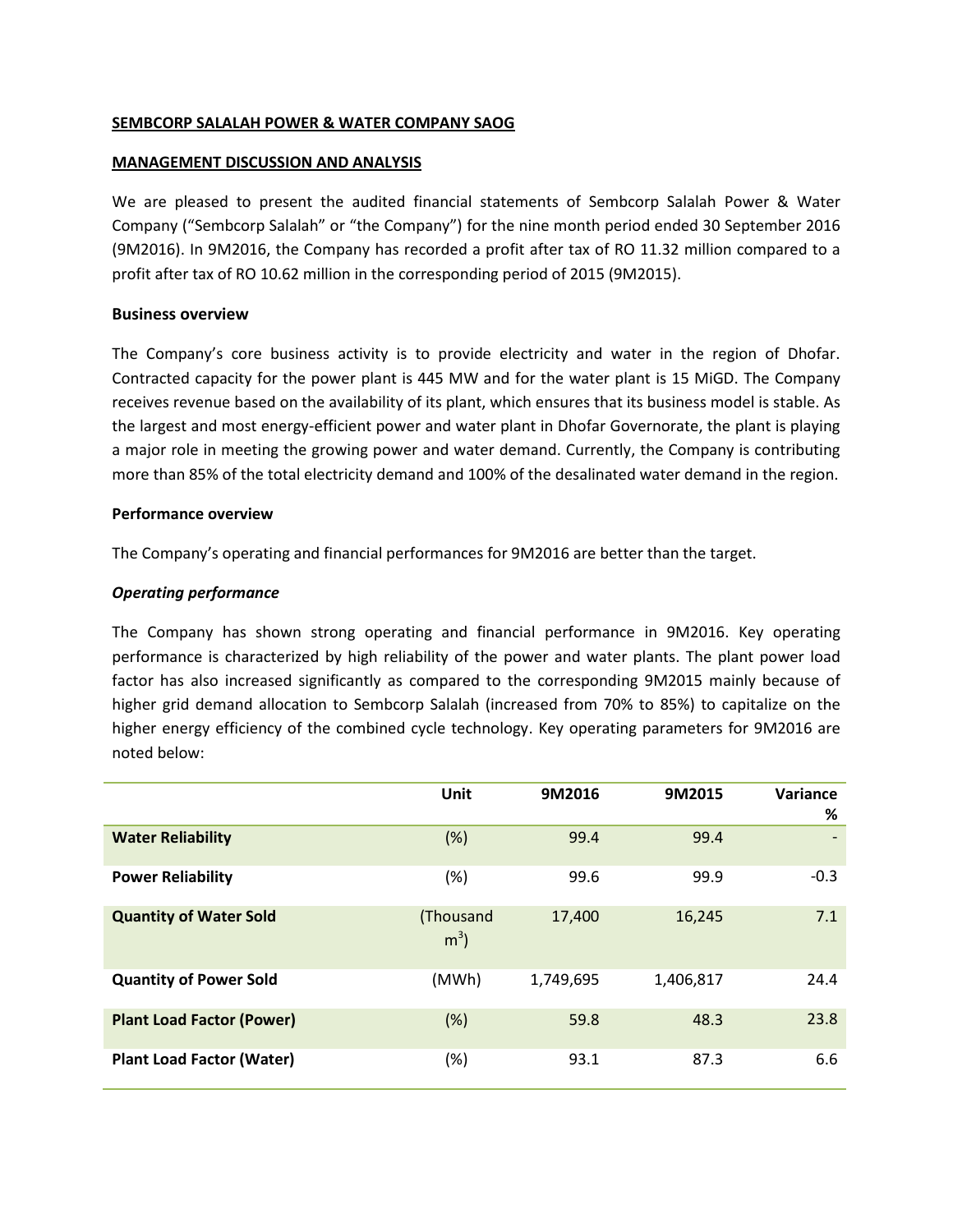**SEMBCORP SALALAH POWER & WATER COMPANY SAOG**

**MANAGEMENT DISCUSSION AND ANALYSIS**

We are pleased to present the audited financial statements of Sembcorp Salalah Power & Water Company ("Sembcorp Salalah" or "the Company") for the nine month period ended 30 September 2016 (9M2016). In 9M2016, the Company has recorded a profit after tax of RO 11.32 million compared to a profit after tax of RO 10.62 million in the corresponding period of 2015 (9M2015).

**Business overview**

The Company's core business activity is to provide electricity and water in the region of Dhofar. Contracted capacity for the power plant is 445 MW and for the water plant is 15 MiGD. The Company receives revenue based on the availability of its plant, which ensures that its business model is stable. As the largest and most energy-efficient power and water plant in Dhofar Governorate, the plant is playing a major role in meeting the growing power and water demand. Currently, the Company is contributing more than 85% of the total electricity demand and 100% of the desalinated water demand in the region.

**Performance overview**

The Company's operating and financial performances for 9M2016 are better than the target.

***Operating performance***

The Company has shown strong operating and financial performance in 9M2016. Key operating performance is characterized by high reliability of the power and water plants. The plant power load factor has also increased significantly as compared to the corresponding 9M2015 mainly because of higher grid demand allocation to Sembcorp Salalah (increased from 70% to 85%) to capitalize on the higher energy efficiency of the combined cycle technology. Key operating parameters for 9M2016 are noted below:

| | Unit | 9M2016 | 9M2015 | Variance % |
|---|---|---|---|---|
| **Water Reliability** | (%) | 99.4 | 99.4 | - |
| **Power Reliability** | (%) | 99.6 | 99.9 | -0.3 |
| **Quantity of Water Sold** | (Thousand $m^3$) | 17,400 | 16,245 | 7.1 |
| **Quantity of Power Sold** | (MWh) | 1,749,695 | 1,406,817 | 24.4 |
| **Plant Load Factor (Power)** | (%) | 59.8 | 48.3 | 23.8 |
| **Plant Load Factor (Water)** | (%) | 93.1 | 87.3 | 6.6 |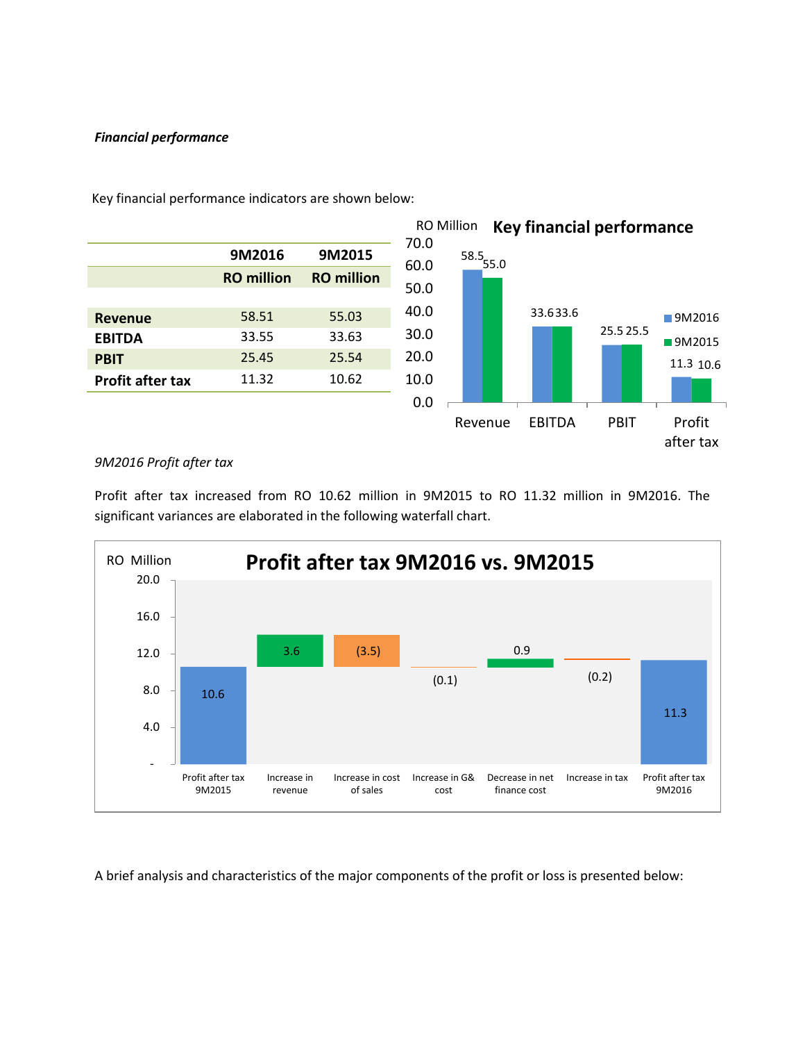***Financial performance***

Key financial performance indicators are shown below:

| | 9M2016 | 9M2015 |
|---|---|---|
| | **RO million** | **RO million** |
| **Revenue** | 58.51 | 55.03 |
| **EBITDA** | 33.55 | 33.63 |
| **PBIT** | 25.45 | 25.54 |
| **Profit after tax** | 11.32 | 10.62 |

*9M2016 Profit after tax*

Profit after tax increased from RO 10.62 million in 9M2015 to RO 11.32 million in 9M2016. The significant variances are elaborated in the following waterfall chart.

A brief analysis and characteristics of the major components of the profit or loss is presented below: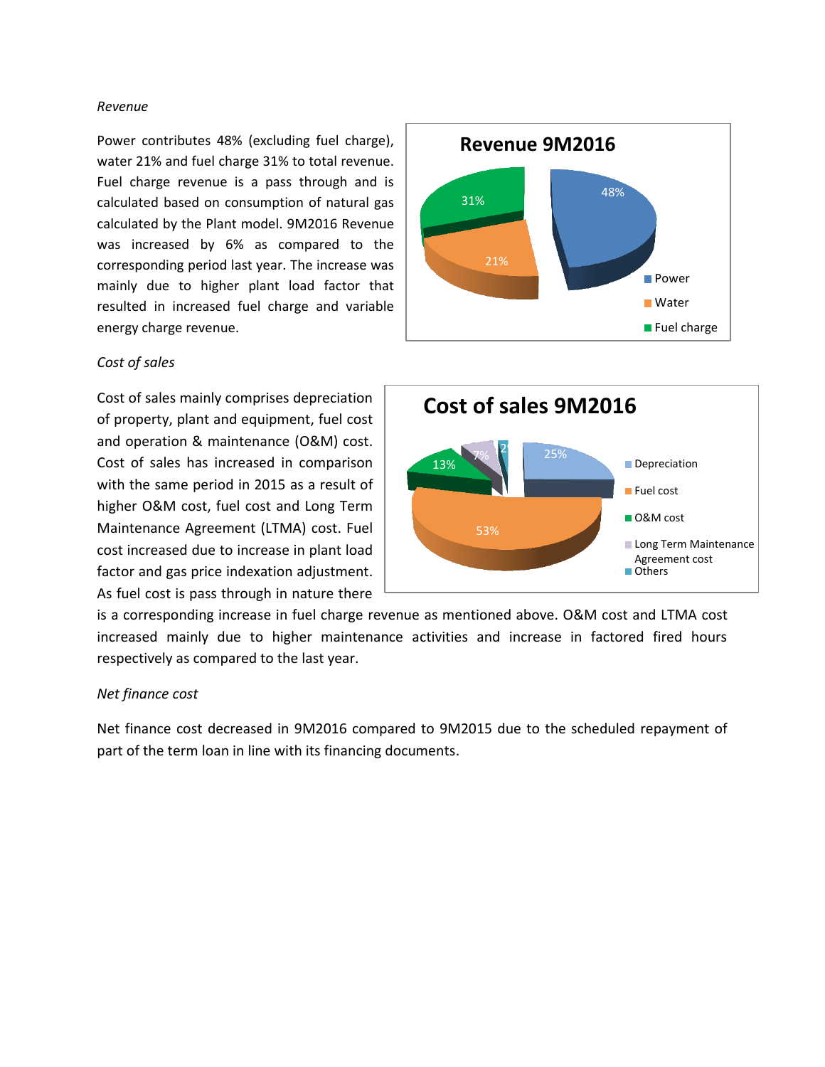*Revenue*

Power contributes 48% (excluding fuel charge), water 21% and fuel charge 31% to total revenue. Fuel charge revenue is a pass through and is calculated based on consumption of natural gas calculated by the Plant model. 9M2016 Revenue was increased by 6% as compared to the corresponding period last year. The increase was mainly due to higher plant load factor that resulted in increased fuel charge and variable energy charge revenue.

**Revenue 9M2016**

- Power: 48%
- Water: 21%
- Fuel charge: 31%

*Cost of sales*

Cost of sales mainly comprises depreciation of property, plant and equipment, fuel cost and operation & maintenance (O&M) cost. Cost of sales has increased in comparison with the same period in 2015 as a result of higher O&M cost, fuel cost and Long Term Maintenance Agreement (LTMA) cost. Fuel cost increased due to increase in plant load factor and gas price indexation adjustment. As fuel cost is pass through in nature there is a corresponding increase in fuel charge revenue as mentioned above. O&M cost and LTMA cost increased mainly due to higher maintenance activities and increase in factored fired hours respectively as compared to the last year.

**Cost of sales 9M2016**

- Depreciation: 25%
- Fuel cost: 53%
- O&M cost: 13%
- Long Term Maintenance Agreement cost: 7%
- Others: 2

*Net finance cost*

Net finance cost decreased in 9M2016 compared to 9M2015 due to the scheduled repayment of part of the term loan in line with its financing documents.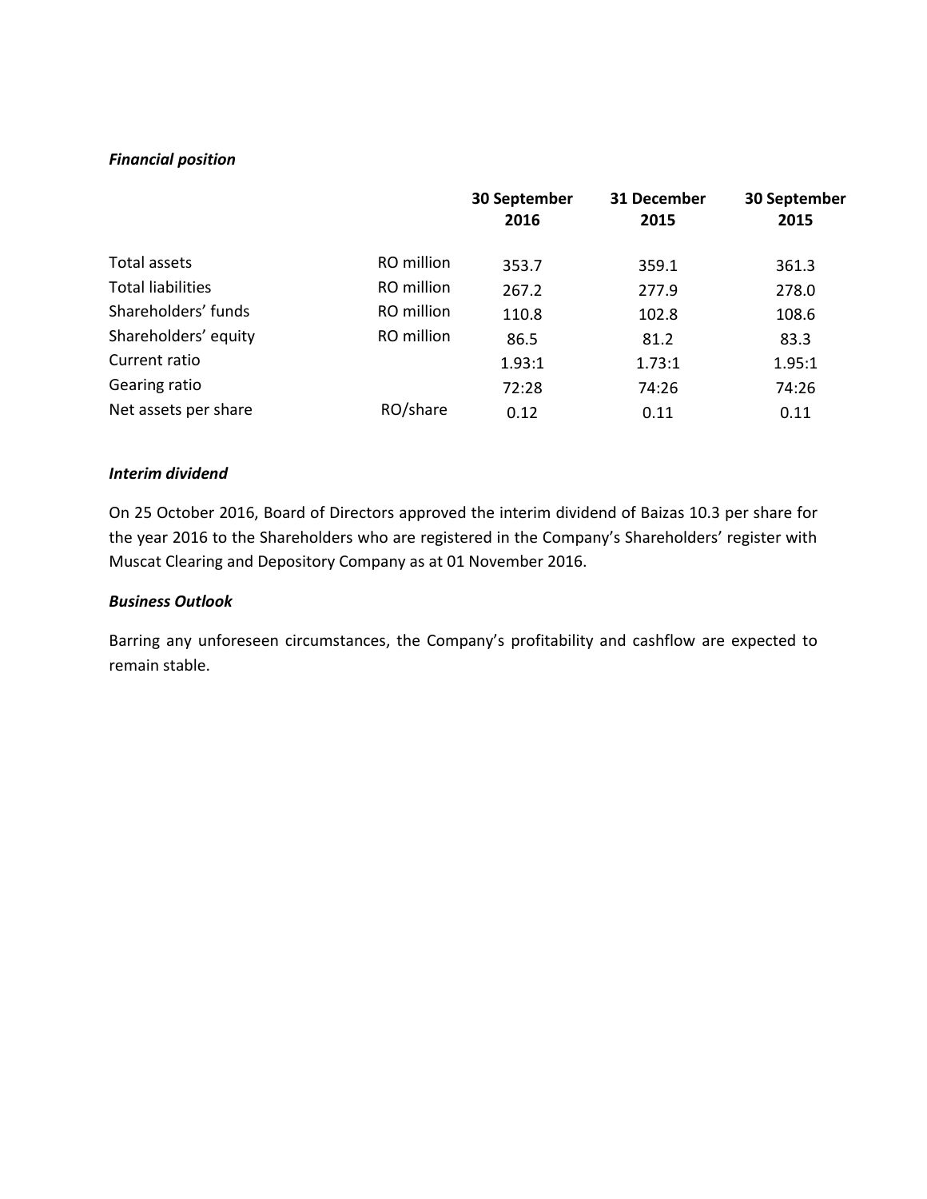***Financial position***

| | | 30 September 2016 | 31 December 2015 | 30 September 2015 |
|---|---|---|---|---|
| Total assets | RO million | 353.7 | 359.1 | 361.3 |
| Total liabilities | RO million | 267.2 | 277.9 | 278.0 |
| Shareholders' funds | RO million | 110.8 | 102.8 | 108.6 |
| Shareholders' equity | RO million | 86.5 | 81.2 | 83.3 |
| Current ratio | | 1.93:1 | 1.73:1 | 1.95:1 |
| Gearing ratio | | 72:28 | 74:26 | 74:26 |
| Net assets per share | RO/share | 0.12 | 0.11 | 0.11 |

***Interim dividend***

On 25 October 2016, Board of Directors approved the interim dividend of Baizas 10.3 per share for the year 2016 to the Shareholders who are registered in the Company's Shareholders' register with Muscat Clearing and Depository Company as at 01 November 2016.

***Business Outlook***

Barring any unforeseen circumstances, the Company's profitability and cashflow are expected to remain stable.